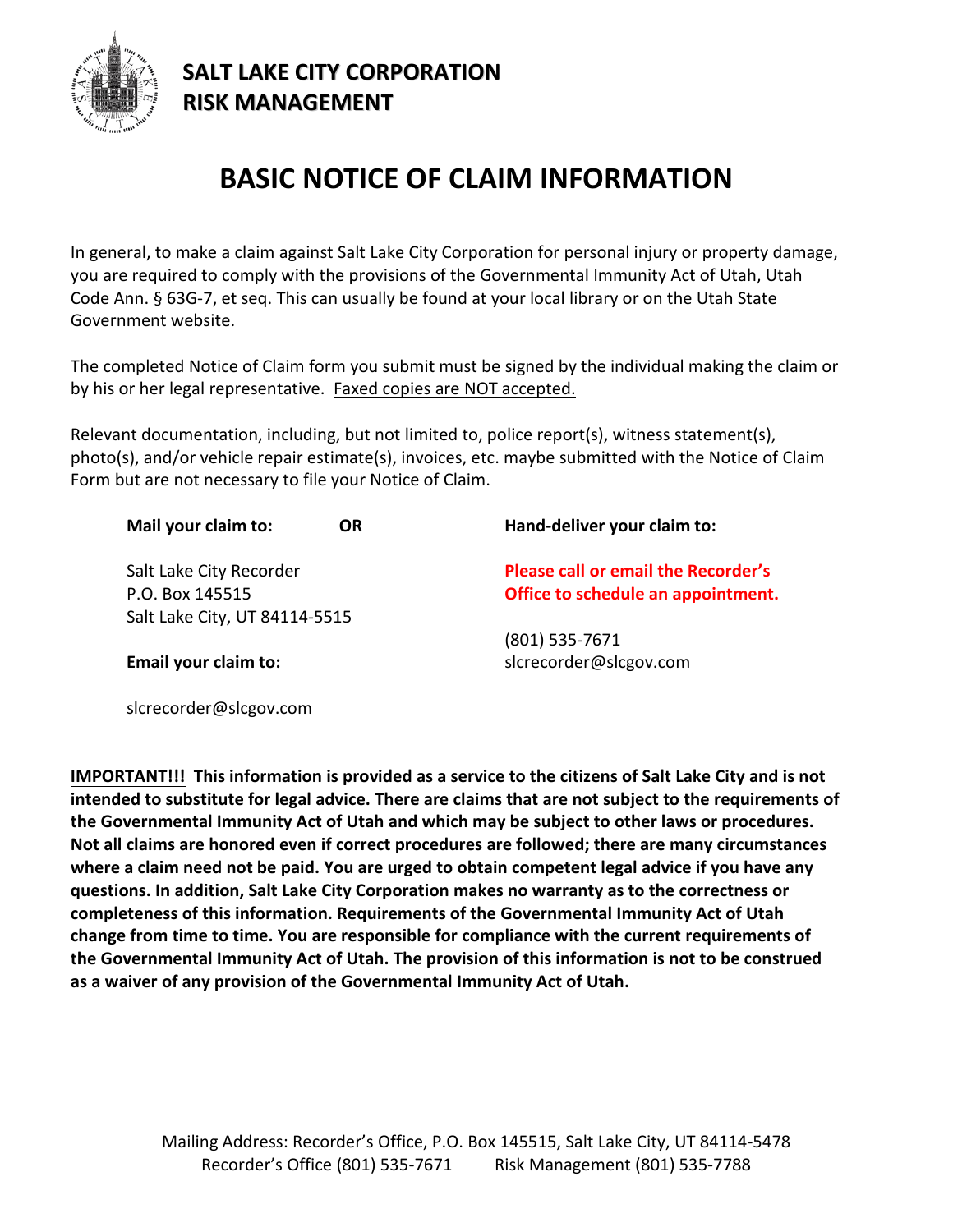**SALT LAKE CITY CORPORATION**
**RISK MANAGEMENT**

# BASIC NOTICE OF CLAIM INFORMATION

In general, to make a claim against Salt Lake City Corporation for personal injury or property damage, you are required to comply with the provisions of the Governmental Immunity Act of Utah, Utah Code Ann. § 63G-7, et seq. This can usually be found at your local library or on the Utah State Government website.

The completed Notice of Claim form you submit must be signed by the individual making the claim or by his or her legal representative. <u>Faxed copies are NOT accepted.</u>

Relevant documentation, including, but not limited to, police report(s), witness statement(s), photo(s), and/or vehicle repair estimate(s), invoices, etc. maybe submitted with the Notice of Claim Form but are not necessary to file your Notice of Claim.

**Mail your claim to:** **OR**

Salt Lake City Recorder
P.O. Box 145515
Salt Lake City, UT 84114-5515

**Email your claim to:**

slcrecorder@slcgov.com

**Hand-deliver your claim to:**

**Please call or email the Recorder's Office to schedule an appointment.**

(801) 535-7671
slcrecorder@slcgov.com

**<u>IMPORTANT!!!</u> This information is provided as a service to the citizens of Salt Lake City and is not intended to substitute for legal advice. There are claims that are not subject to the requirements of the Governmental Immunity Act of Utah and which may be subject to other laws or procedures. Not all claims are honored even if correct procedures are followed; there are many circumstances where a claim need not be paid. You are urged to obtain competent legal advice if you have any questions. In addition, Salt Lake City Corporation makes no warranty as to the correctness or completeness of this information. Requirements of the Governmental Immunity Act of Utah change from time to time. You are responsible for compliance with the current requirements of the Governmental Immunity Act of Utah. The provision of this information is not to be construed as a waiver of any provision of the Governmental Immunity Act of Utah.**

Mailing Address: Recorder's Office, P.O. Box 145515, Salt Lake City, UT 84114-5478
Recorder's Office (801) 535-7671 Risk Management (801) 535-7788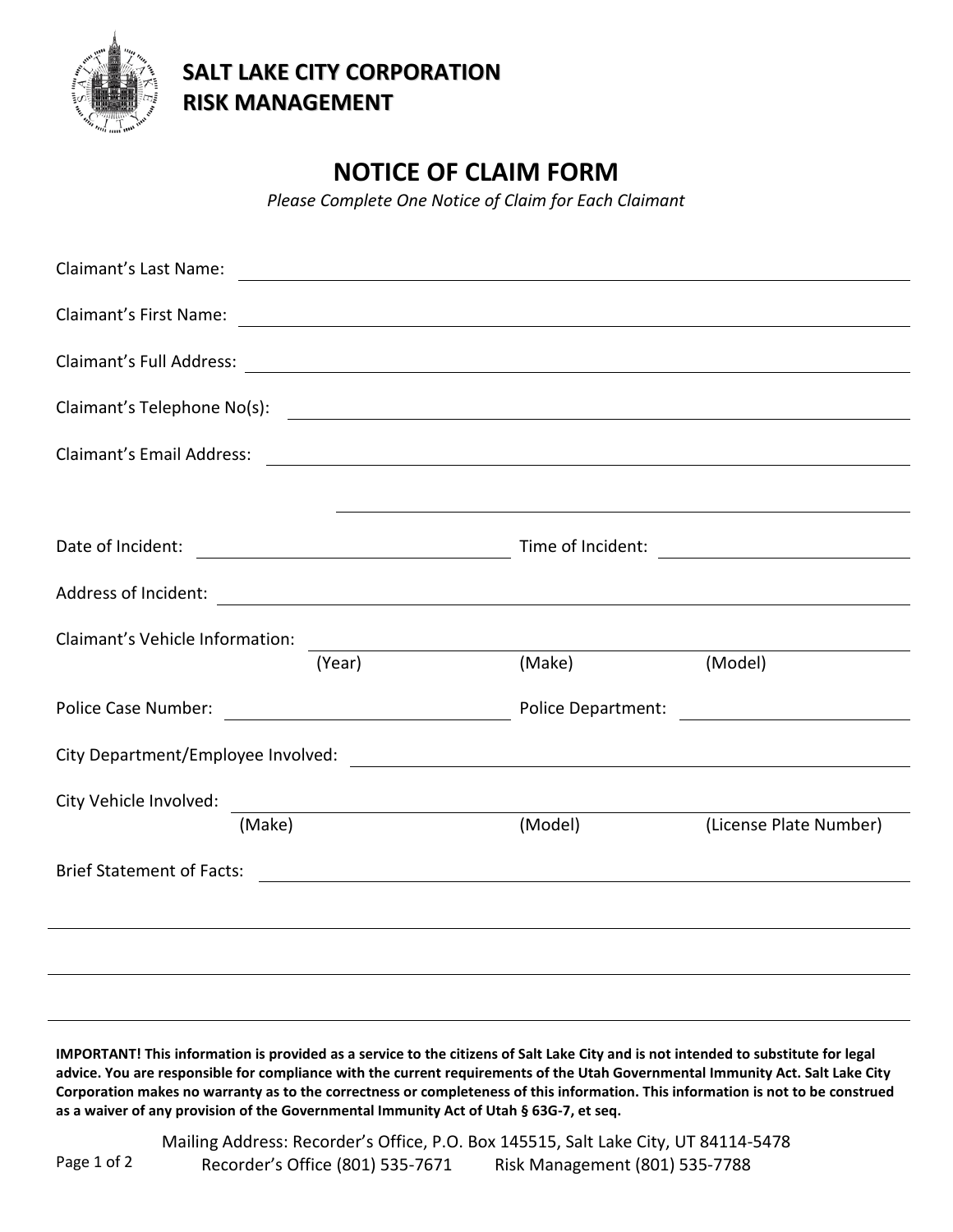**SALT LAKE CITY CORPORATION**
**RISK MANAGEMENT**

# NOTICE OF CLAIM FORM

*Please Complete One Notice of Claim for Each Claimant*

Claimant's Last Name: \_\_\_\_\_\_\_\_\_\_\_\_\_\_\_\_\_\_\_\_\_\_\_\_\_\_\_\_\_\_\_\_\_\_\_\_\_\_\_\_

Claimant's First Name: \_\_\_\_\_\_\_\_\_\_\_\_\_\_\_\_\_\_\_\_\_\_\_\_\_\_\_\_\_\_\_\_\_\_\_\_\_\_\_\_

Claimant's Full Address: \_\_\_\_\_\_\_\_\_\_\_\_\_\_\_\_\_\_\_\_\_\_\_\_\_\_\_\_\_\_\_\_\_\_\_\_\_\_\_\_

Claimant's Telephone No(s): \_\_\_\_\_\_\_\_\_\_\_\_\_\_\_\_\_\_\_\_\_\_\_\_\_\_\_\_\_\_\_\_\_\_\_\_\_\_\_\_

Claimant's Email Address: \_\_\_\_\_\_\_\_\_\_\_\_\_\_\_\_\_\_\_\_\_\_\_\_\_\_\_\_\_\_\_\_\_\_\_\_\_\_\_\_

\_\_\_\_\_\_\_\_\_\_\_\_\_\_\_\_\_\_\_\_\_\_\_\_\_\_\_\_\_\_\_\_\_\_\_\_\_\_\_\_

Date of Incident: \_\_\_\_\_\_\_\_\_\_\_\_\_\_\_\_\_\_\_\_ Time of Incident: \_\_\_\_\_\_\_\_\_\_\_\_\_\_\_\_\_\_\_\_

Address of Incident: \_\_\_\_\_\_\_\_\_\_\_\_\_\_\_\_\_\_\_\_\_\_\_\_\_\_\_\_\_\_\_\_\_\_\_\_\_\_\_\_

Claimant's Vehicle Information: \_\_\_\_\_\_\_\_\_\_\_\_\_\_\_\_\_\_\_\_\_\_\_\_\_\_\_\_\_\_\_\_\_\_\_\_\_\_\_\_
(Year) (Make) (Model)

Police Case Number: \_\_\_\_\_\_\_\_\_\_\_\_\_\_\_\_\_\_\_\_ Police Department: \_\_\_\_\_\_\_\_\_\_\_\_\_\_\_\_\_\_\_\_

City Department/Employee Involved: \_\_\_\_\_\_\_\_\_\_\_\_\_\_\_\_\_\_\_\_\_\_\_\_\_\_\_\_\_\_\_\_\_\_\_\_\_\_\_\_

City Vehicle Involved: \_\_\_\_\_\_\_\_\_\_\_\_\_\_\_\_\_\_\_\_\_\_\_\_\_\_\_\_\_\_\_\_\_\_\_\_\_\_\_\_
(Make) (Model) (License Plate Number)

Brief Statement of Facts: \_\_\_\_\_\_\_\_\_\_\_\_\_\_\_\_\_\_\_\_\_\_\_\_\_\_\_\_\_\_\_\_\_\_\_\_\_\_\_\_

\_\_\_\_\_\_\_\_\_\_\_\_\_\_\_\_\_\_\_\_\_\_\_\_\_\_\_\_\_\_\_\_\_\_\_\_\_\_\_\_\_\_\_\_\_\_\_\_\_\_\_\_\_\_\_\_\_\_\_\_

\_\_\_\_\_\_\_\_\_\_\_\_\_\_\_\_\_\_\_\_\_\_\_\_\_\_\_\_\_\_\_\_\_\_\_\_\_\_\_\_\_\_\_\_\_\_\_\_\_\_\_\_\_\_\_\_\_\_\_\_

\_\_\_\_\_\_\_\_\_\_\_\_\_\_\_\_\_\_\_\_\_\_\_\_\_\_\_\_\_\_\_\_\_\_\_\_\_\_\_\_\_\_\_\_\_\_\_\_\_\_\_\_\_\_\_\_\_\_\_\_

**IMPORTANT! This information is provided as a service to the citizens of Salt Lake City and is not intended to substitute for legal advice. You are responsible for compliance with the current requirements of the Utah Governmental Immunity Act. Salt Lake City Corporation makes no warranty as to the correctness or completeness of this information. This information is not to be construed as a waiver of any provision of the Governmental Immunity Act of Utah § 63G-7, et seq.**

Mailing Address: Recorder's Office, P.O. Box 145515, Salt Lake City, UT 84114-5478
Recorder's Office (801) 535-7671 Risk Management (801) 535-7788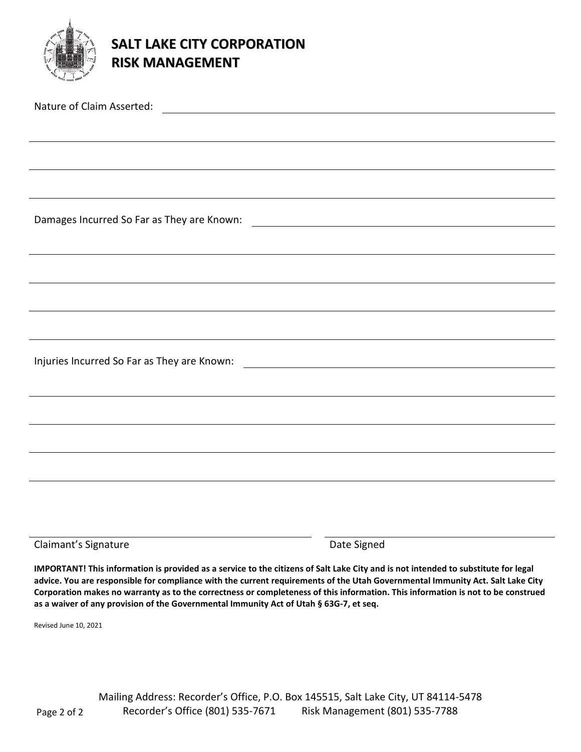# SALT LAKE CITY CORPORATION
# RISK MANAGEMENT

Nature of Claim Asserted: ____________________________________________

______________________________________________________________________

______________________________________________________________________

______________________________________________________________________

Damages Incurred So Far as They are Known: ______________________________

______________________________________________________________________

______________________________________________________________________

______________________________________________________________________

______________________________________________________________________

Injuries Incurred So Far as They are Known: ______________________________

______________________________________________________________________

______________________________________________________________________

______________________________________________________________________

______________________________________________________________________

| | |
|---|---|
| ______________________________ | ______________________________ |
| Claimant's Signature | Date Signed |

**IMPORTANT! This information is provided as a service to the citizens of Salt Lake City and is not intended to substitute for legal advice. You are responsible for compliance with the current requirements of the Utah Governmental Immunity Act. Salt Lake City Corporation makes no warranty as to the correctness or completeness of this information. This information is not to be construed as a waiver of any provision of the Governmental Immunity Act of Utah § 63G-7, et seq.**

Revised June 10, 2021

Mailing Address: Recorder's Office, P.O. Box 145515, Salt Lake City, UT 84114-5478
Recorder's Office (801) 535-7671 Risk Management (801) 535-7788